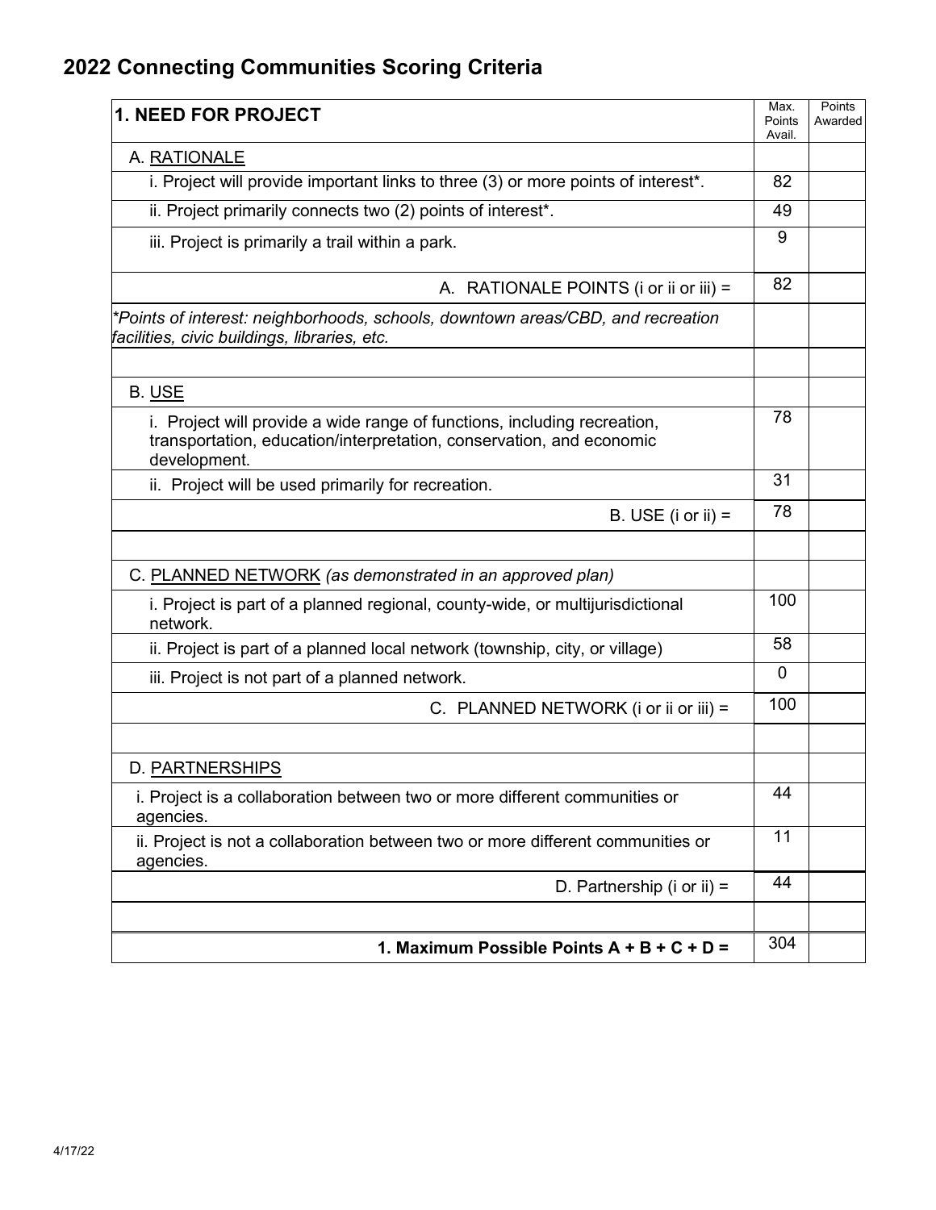# 2022 Connecting Communities Scoring Criteria

| **1. NEED FOR PROJECT** | Max. Points Avail. | Points Awarded |
|---|---|---|
| A. RATIONALE | | |
| i. Project will provide important links to three (3) or more points of interest*. | 82 | |
| ii. Project primarily connects two (2) points of interest*. | 49 | |
| iii. Project is primarily a trail within a park. | 9 | |
| A. RATIONALE POINTS (i or ii or iii) = | 82 | |
| *\*Points of interest: neighborhoods, schools, downtown areas/CBD, and recreation facilities, civic buildings, libraries, etc.* | | |
| | | |
| B. USE | | |
| i. Project will provide a wide range of functions, including recreation, transportation, education/interpretation, conservation, and economic development. | 78 | |
| ii. Project will be used primarily for recreation. | 31 | |
| B. USE (i or ii) = | 78 | |
| | | |
| C. PLANNED NETWORK *(as demonstrated in an approved plan)* | | |
| i. Project is part of a planned regional, county-wide, or multijurisdictional network. | 100 | |
| ii. Project is part of a planned local network (township, city, or village) | 58 | |
| iii. Project is not part of a planned network. | 0 | |
| C. PLANNED NETWORK (i or ii or iii) = | 100 | |
| | | |
| D. PARTNERSHIPS | | |
| i. Project is a collaboration between two or more different communities or agencies. | 44 | |
| ii. Project is not a collaboration between two or more different communities or agencies. | 11 | |
| D. Partnership (i or ii) = | 44 | |
| | | |
| **1. Maximum Possible Points A + B + C + D =** | 304 | |

4/17/22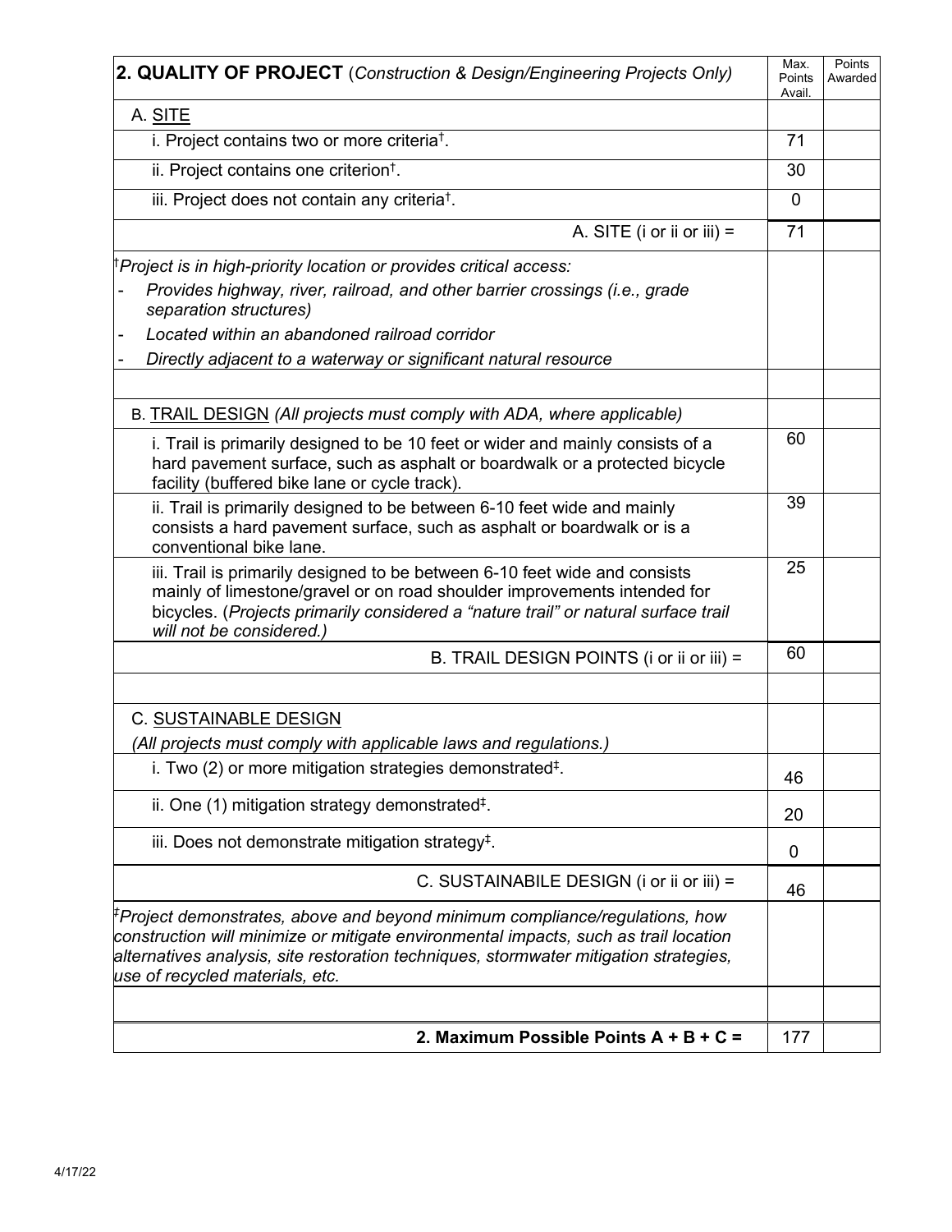| **2. QUALITY OF PROJECT** (*Construction & Design/Engineering Projects Only*) | Max. Points Avail. | Points Awarded |
|---|---|---|
| A. SITE | | |
| i. Project contains two or more criteria†. | 71 | |
| ii. Project contains one criterion†. | 30 | |
| iii. Project does not contain any criteria†. | 0 | |
| A. SITE (i or ii or iii) = | 71 | |
| †*Project is in high-priority location or provides critical access:*<br>- *Provides highway, river, railroad, and other barrier crossings (i.e., grade separation structures)*<br>- *Located within an abandoned railroad corridor*<br>- *Directly adjacent to a waterway or significant natural resource* | | |
| | | |
| B. TRAIL DESIGN *(All projects must comply with ADA, where applicable)* | | |
| i. Trail is primarily designed to be 10 feet or wider and mainly consists of a hard pavement surface, such as asphalt or boardwalk or a protected bicycle facility (buffered bike lane or cycle track). | 60 | |
| ii. Trail is primarily designed to be between 6-10 feet wide and mainly consists a hard pavement surface, such as asphalt or boardwalk or is a conventional bike lane. | 39 | |
| iii. Trail is primarily designed to be between 6-10 feet wide and consists mainly of limestone/gravel or on road shoulder improvements intended for bicycles. (*Projects primarily considered a "nature trail" or natural surface trail will not be considered.)* | 25 | |
| B. TRAIL DESIGN POINTS (i or ii or iii) = | 60 | |
| | | |
| C. SUSTAINABLE DESIGN<br>*(All projects must comply with applicable laws and regulations.)* | | |
| i. Two (2) or more mitigation strategies demonstrated‡. | 46 | |
| ii. One (1) mitigation strategy demonstrated‡. | 20 | |
| iii. Does not demonstrate mitigation strategy‡. | 0 | |
| C. SUSTAINABILE DESIGN (i or ii or iii) = | 46 | |
| ‡*Project demonstrates, above and beyond minimum compliance/regulations, how construction will minimize or mitigate environmental impacts, such as trail location alternatives analysis, site restoration techniques, stormwater mitigation strategies, use of recycled materials, etc.* | | |
| | | |
| **2. Maximum Possible Points A + B + C =** | 177 | |

4/17/22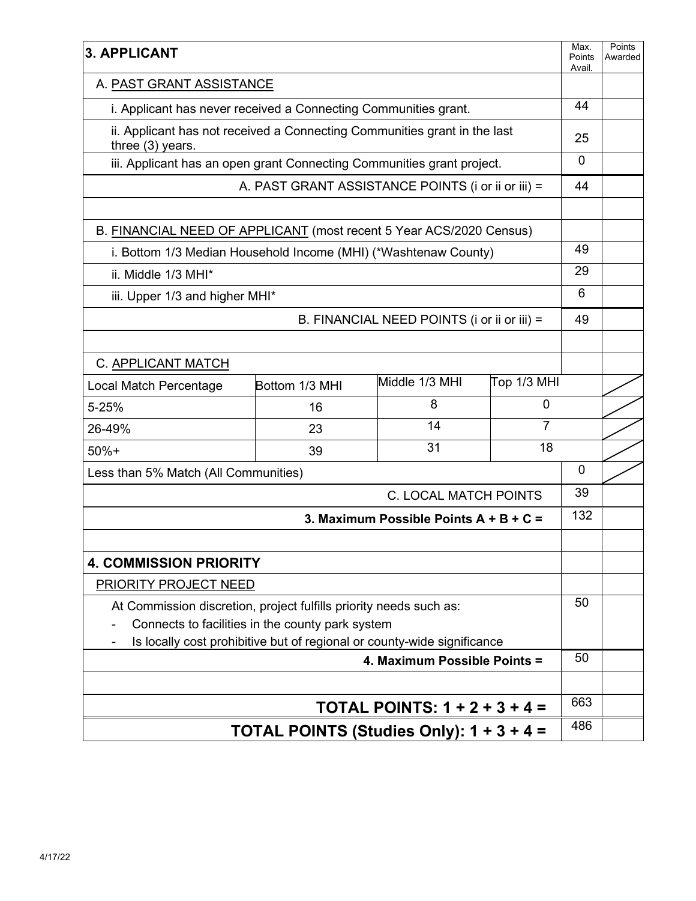| 3. APPLICANT | | | | Max. Points Avail. | Points Awarded |
|---|---|---|---|---|---|
| A. PAST GRANT ASSISTANCE | | | | | |
| i. Applicant has never received a Connecting Communities grant. | | | | 44 | |
| ii. Applicant has not received a Connecting Communities grant in the last three (3) years. | | | | 25 | |
| iii. Applicant has an open grant Connecting Communities grant project. | | | | 0 | |
| A. PAST GRANT ASSISTANCE POINTS (i or ii or iii) = | | | | 44 | |
| | | | | | |
| B. FINANCIAL NEED OF APPLICANT (most recent 5 Year ACS/2020 Census) | | | | | |
| i. Bottom 1/3 Median Household Income (MHI) (*Washtenaw County) | | | | 49 | |
| ii. Middle 1/3 MHI* | | | | 29 | |
| iii. Upper 1/3 and higher MHI* | | | | 6 | |
| B. FINANCIAL NEED POINTS (i or ii or iii) = | | | | 49 | |
| | | | | | |
| C. APPLICANT MATCH | | | | | |
| Local Match Percentage | Bottom 1/3 MHI | Middle 1/3 MHI | Top 1/3 MHI | | |
| 5-25% | 16 | 8 | 0 | | |
| 26-49% | 23 | 14 | 7 | | |
| 50%+ | 39 | 31 | 18 | | |
| Less than 5% Match (All Communities) | | | | 0 | |
| C. LOCAL MATCH POINTS | | | | 39 | |
| **3. Maximum Possible Points A + B + C =** | | | | 132 | |
| | | | | | |
| **4. COMMISSION PRIORITY** | | | | | |
| PRIORITY PROJECT NEED | | | | | |
| At Commission discretion, project fulfills priority needs such as:<br>- Connects to facilities in the county park system<br>- Is locally cost prohibitive but of regional or county-wide significance | | | | 50 | |
| **4. Maximum Possible Points =** | | | | 50 | |
| | | | | | |
| **TOTAL POINTS: 1 + 2 + 3 + 4 =** | | | | 663 | |
| **TOTAL POINTS (Studies Only): 1 + 3 + 4 =** | | | | 486 | |

4/17/22